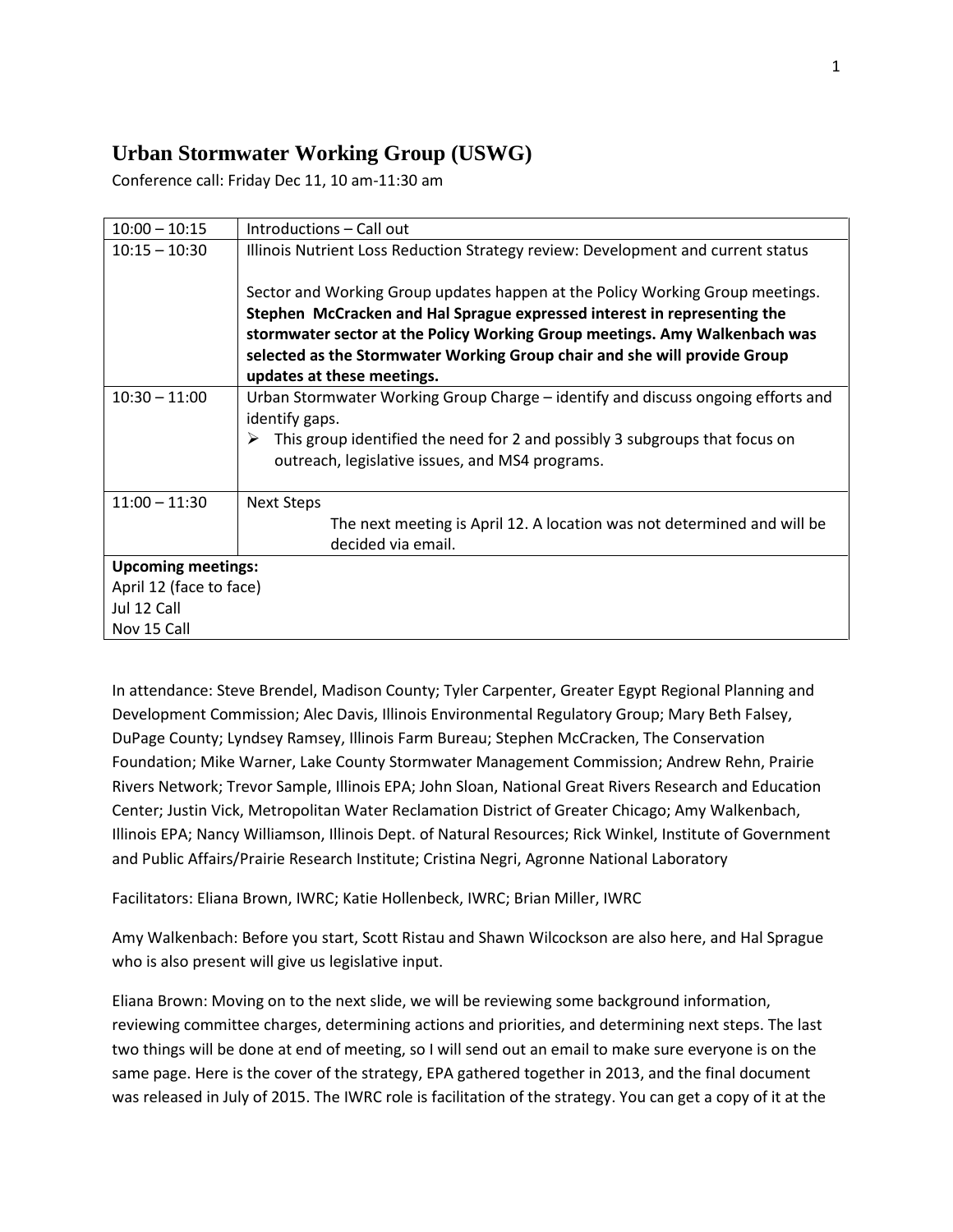# Urban Stormwater Working Group (USWG)

Conference call: Friday Dec 11, 10 am-11:30 am

| | |
|---|---|
| 10:00 – 10:15 | Introductions – Call out |
| 10:15 – 10:30 | Illinois Nutrient Loss Reduction Strategy review: Development and current status<br><br>Sector and Working Group updates happen at the Policy Working Group meetings. **Stephen McCracken and Hal Sprague expressed interest in representing the stormwater sector at the Policy Working Group meetings. Amy Walkenbach was selected as the Stormwater Working Group chair and she will provide Group updates at these meetings.** |
| 10:30 – 11:00 | Urban Stormwater Working Group Charge – identify and discuss ongoing efforts and identify gaps.<br>➢ This group identified the need for 2 and possibly 3 subgroups that focus on outreach, legislative issues, and MS4 programs. |
| 11:00 – 11:30 | Next Steps<br>The next meeting is April 12. A location was not determined and will be decided via email. |
| **Upcoming meetings:**<br>April 12 (face to face)<br>Jul 12 Call<br>Nov 15 Call | |

In attendance: Steve Brendel, Madison County; Tyler Carpenter, Greater Egypt Regional Planning and Development Commission; Alec Davis, Illinois Environmental Regulatory Group; Mary Beth Falsey, DuPage County; Lyndsey Ramsey, Illinois Farm Bureau; Stephen McCracken, The Conservation Foundation; Mike Warner, Lake County Stormwater Management Commission; Andrew Rehn, Prairie Rivers Network; Trevor Sample, Illinois EPA; John Sloan, National Great Rivers Research and Education Center; Justin Vick, Metropolitan Water Reclamation District of Greater Chicago; Amy Walkenbach, Illinois EPA; Nancy Williamson, Illinois Dept. of Natural Resources; Rick Winkel, Institute of Government and Public Affairs/Prairie Research Institute; Cristina Negri, Agronne National Laboratory

Facilitators: Eliana Brown, IWRC; Katie Hollenbeck, IWRC; Brian Miller, IWRC

Amy Walkenbach: Before you start, Scott Ristau and Shawn Wilcockson are also here, and Hal Sprague who is also present will give us legislative input.

Eliana Brown: Moving on to the next slide, we will be reviewing some background information, reviewing committee charges, determining actions and priorities, and determining next steps. The last two things will be done at end of meeting, so I will send out an email to make sure everyone is on the same page. Here is the cover of the strategy, EPA gathered together in 2013, and the final document was released in July of 2015. The IWRC role is facilitation of the strategy. You can get a copy of it at the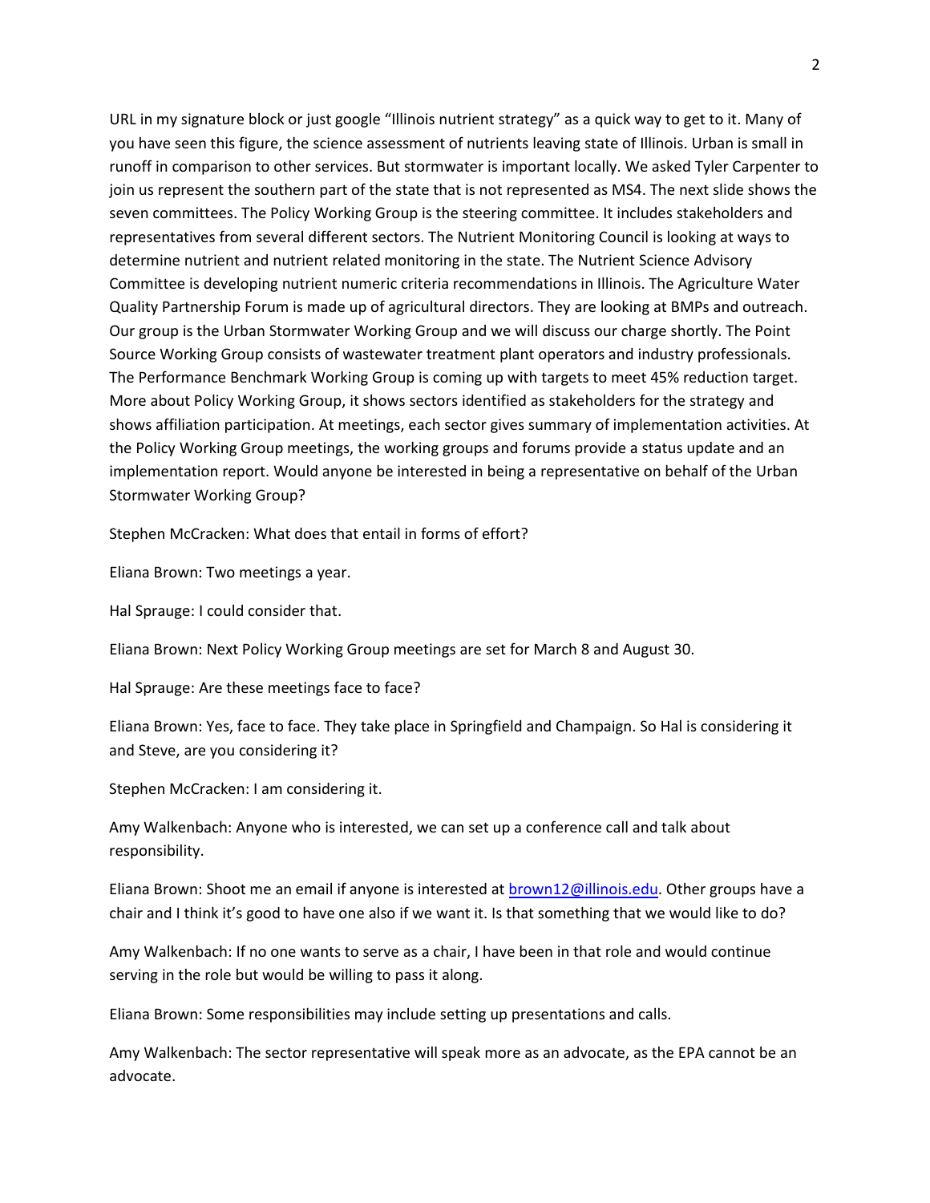URL in my signature block or just google "Illinois nutrient strategy" as a quick way to get to it. Many of you have seen this figure, the science assessment of nutrients leaving state of Illinois. Urban is small in runoff in comparison to other services. But stormwater is important locally. We asked Tyler Carpenter to join us represent the southern part of the state that is not represented as MS4. The next slide shows the seven committees. The Policy Working Group is the steering committee. It includes stakeholders and representatives from several different sectors. The Nutrient Monitoring Council is looking at ways to determine nutrient and nutrient related monitoring in the state. The Nutrient Science Advisory Committee is developing nutrient numeric criteria recommendations in Illinois. The Agriculture Water Quality Partnership Forum is made up of agricultural directors. They are looking at BMPs and outreach. Our group is the Urban Stormwater Working Group and we will discuss our charge shortly. The Point Source Working Group consists of wastewater treatment plant operators and industry professionals. The Performance Benchmark Working Group is coming up with targets to meet 45% reduction target. More about Policy Working Group, it shows sectors identified as stakeholders for the strategy and shows affiliation participation. At meetings, each sector gives summary of implementation activities. At the Policy Working Group meetings, the working groups and forums provide a status update and an implementation report. Would anyone be interested in being a representative on behalf of the Urban Stormwater Working Group?

Stephen McCracken: What does that entail in forms of effort?

Eliana Brown: Two meetings a year.

Hal Sprauge: I could consider that.

Eliana Brown: Next Policy Working Group meetings are set for March 8 and August 30.

Hal Sprauge: Are these meetings face to face?

Eliana Brown: Yes, face to face. They take place in Springfield and Champaign. So Hal is considering it and Steve, are you considering it?

Stephen McCracken: I am considering it.

Amy Walkenbach: Anyone who is interested, we can set up a conference call and talk about responsibility.

Eliana Brown: Shoot me an email if anyone is interested at brown12@illinois.edu. Other groups have a chair and I think it's good to have one also if we want it. Is that something that we would like to do?

Amy Walkenbach: If no one wants to serve as a chair, I have been in that role and would continue serving in the role but would be willing to pass it along.

Eliana Brown: Some responsibilities may include setting up presentations and calls.

Amy Walkenbach: The sector representative will speak more as an advocate, as the EPA cannot be an advocate.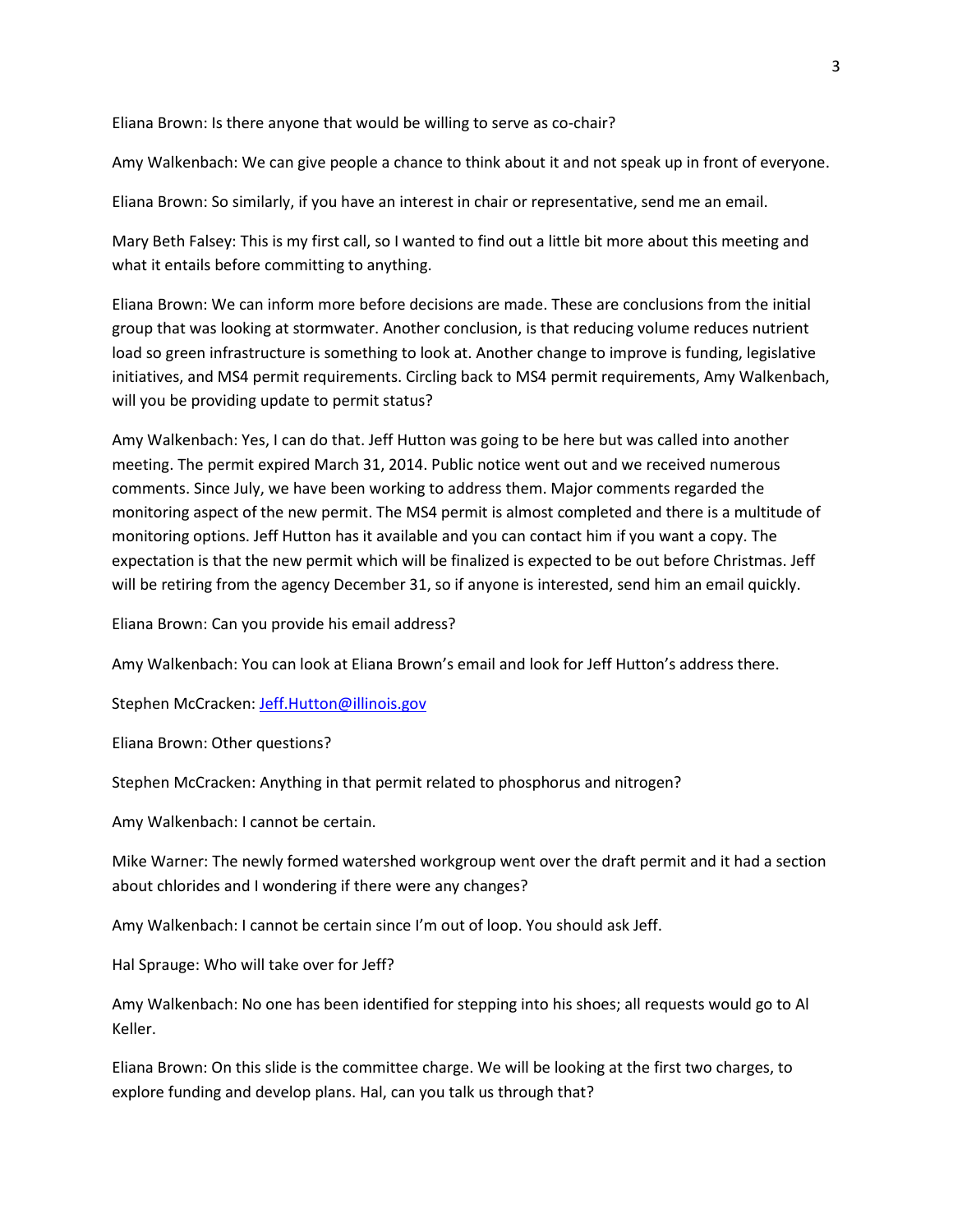Eliana Brown: Is there anyone that would be willing to serve as co-chair?

Amy Walkenbach: We can give people a chance to think about it and not speak up in front of everyone.

Eliana Brown: So similarly, if you have an interest in chair or representative, send me an email.

Mary Beth Falsey: This is my first call, so I wanted to find out a little bit more about this meeting and what it entails before committing to anything.

Eliana Brown: We can inform more before decisions are made. These are conclusions from the initial group that was looking at stormwater. Another conclusion, is that reducing volume reduces nutrient load so green infrastructure is something to look at. Another change to improve is funding, legislative initiatives, and MS4 permit requirements. Circling back to MS4 permit requirements, Amy Walkenbach, will you be providing update to permit status?

Amy Walkenbach: Yes, I can do that. Jeff Hutton was going to be here but was called into another meeting. The permit expired March 31, 2014. Public notice went out and we received numerous comments. Since July, we have been working to address them. Major comments regarded the monitoring aspect of the new permit. The MS4 permit is almost completed and there is a multitude of monitoring options. Jeff Hutton has it available and you can contact him if you want a copy. The expectation is that the new permit which will be finalized is expected to be out before Christmas. Jeff will be retiring from the agency December 31, so if anyone is interested, send him an email quickly.

Eliana Brown: Can you provide his email address?

Amy Walkenbach: You can look at Eliana Brown's email and look for Jeff Hutton's address there.

Stephen McCracken: Jeff.Hutton@illinois.gov

Eliana Brown: Other questions?

Stephen McCracken: Anything in that permit related to phosphorus and nitrogen?

Amy Walkenbach: I cannot be certain.

Mike Warner: The newly formed watershed workgroup went over the draft permit and it had a section about chlorides and I wondering if there were any changes?

Amy Walkenbach: I cannot be certain since I'm out of loop. You should ask Jeff.

Hal Sprauge: Who will take over for Jeff?

Amy Walkenbach: No one has been identified for stepping into his shoes; all requests would go to Al Keller.

Eliana Brown: On this slide is the committee charge. We will be looking at the first two charges, to explore funding and develop plans. Hal, can you talk us through that?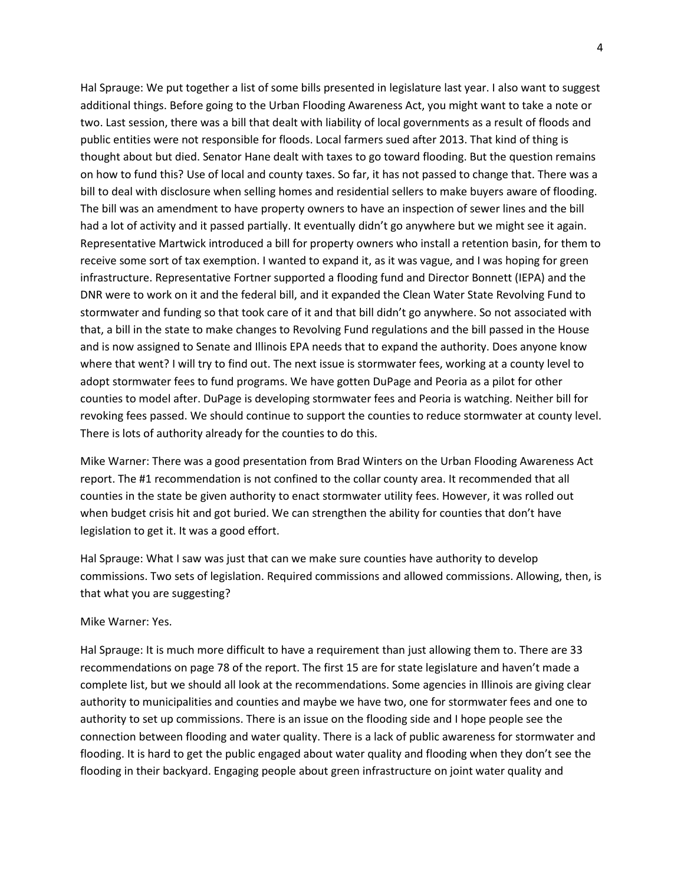Hal Sprauge: We put together a list of some bills presented in legislature last year. I also want to suggest additional things. Before going to the Urban Flooding Awareness Act, you might want to take a note or two. Last session, there was a bill that dealt with liability of local governments as a result of floods and public entities were not responsible for floods. Local farmers sued after 2013. That kind of thing is thought about but died. Senator Hane dealt with taxes to go toward flooding. But the question remains on how to fund this? Use of local and county taxes. So far, it has not passed to change that. There was a bill to deal with disclosure when selling homes and residential sellers to make buyers aware of flooding. The bill was an amendment to have property owners to have an inspection of sewer lines and the bill had a lot of activity and it passed partially. It eventually didn't go anywhere but we might see it again. Representative Martwick introduced a bill for property owners who install a retention basin, for them to receive some sort of tax exemption. I wanted to expand it, as it was vague, and I was hoping for green infrastructure. Representative Fortner supported a flooding fund and Director Bonnett (IEPA) and the DNR were to work on it and the federal bill, and it expanded the Clean Water State Revolving Fund to stormwater and funding so that took care of it and that bill didn't go anywhere. So not associated with that, a bill in the state to make changes to Revolving Fund regulations and the bill passed in the House and is now assigned to Senate and Illinois EPA needs that to expand the authority. Does anyone know where that went? I will try to find out. The next issue is stormwater fees, working at a county level to adopt stormwater fees to fund programs. We have gotten DuPage and Peoria as a pilot for other counties to model after. DuPage is developing stormwater fees and Peoria is watching. Neither bill for revoking fees passed. We should continue to support the counties to reduce stormwater at county level. There is lots of authority already for the counties to do this.

Mike Warner: There was a good presentation from Brad Winters on the Urban Flooding Awareness Act report. The #1 recommendation is not confined to the collar county area. It recommended that all counties in the state be given authority to enact stormwater utility fees. However, it was rolled out when budget crisis hit and got buried. We can strengthen the ability for counties that don't have legislation to get it. It was a good effort.

Hal Sprauge: What I saw was just that can we make sure counties have authority to develop commissions. Two sets of legislation. Required commissions and allowed commissions. Allowing, then, is that what you are suggesting?

Mike Warner: Yes.

Hal Sprauge: It is much more difficult to have a requirement than just allowing them to. There are 33 recommendations on page 78 of the report. The first 15 are for state legislature and haven't made a complete list, but we should all look at the recommendations. Some agencies in Illinois are giving clear authority to municipalities and counties and maybe we have two, one for stormwater fees and one to authority to set up commissions. There is an issue on the flooding side and I hope people see the connection between flooding and water quality. There is a lack of public awareness for stormwater and flooding. It is hard to get the public engaged about water quality and flooding when they don't see the flooding in their backyard. Engaging people about green infrastructure on joint water quality and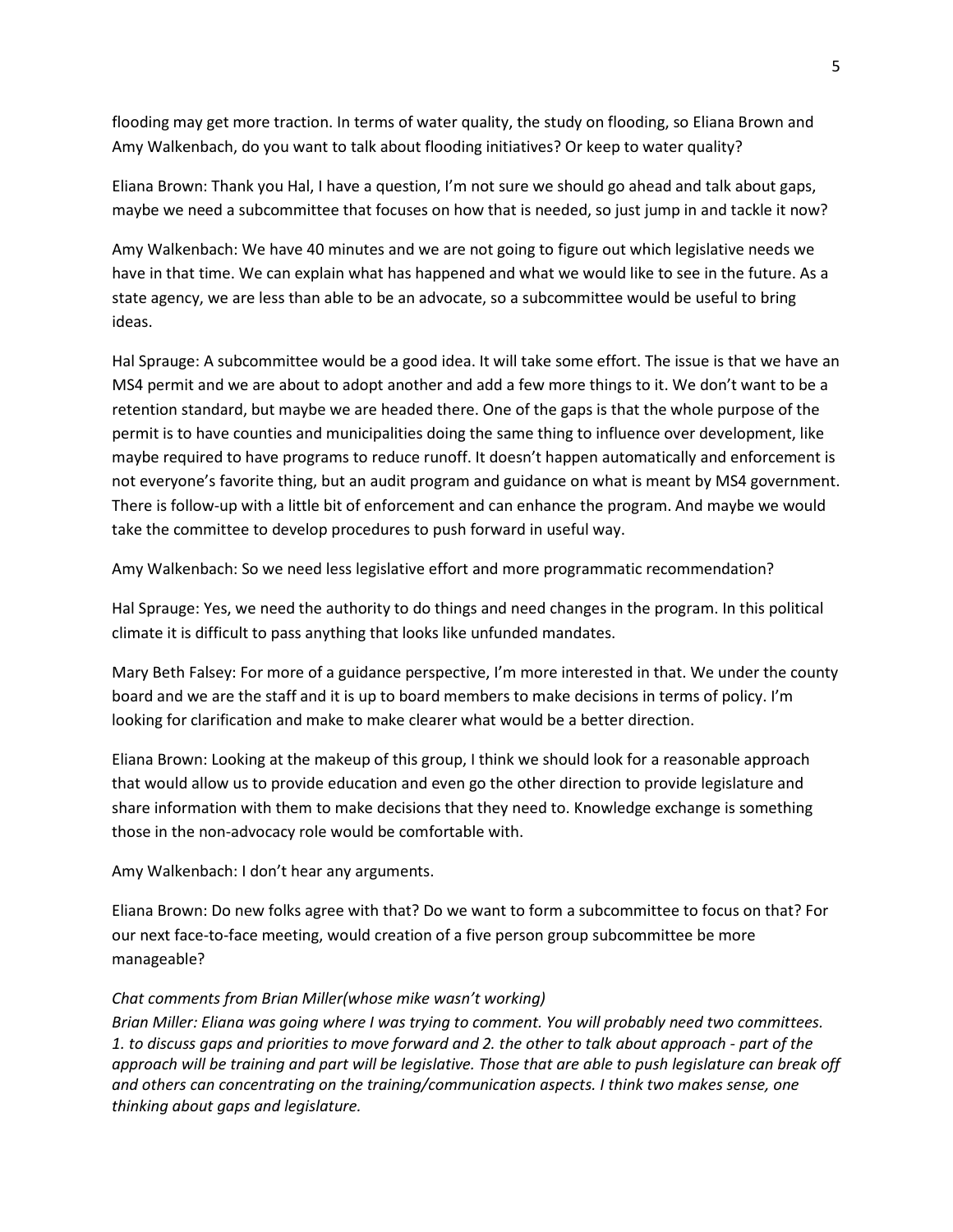flooding may get more traction. In terms of water quality, the study on flooding, so Eliana Brown and Amy Walkenbach, do you want to talk about flooding initiatives? Or keep to water quality?

Eliana Brown: Thank you Hal, I have a question, I'm not sure we should go ahead and talk about gaps, maybe we need a subcommittee that focuses on how that is needed, so just jump in and tackle it now?

Amy Walkenbach: We have 40 minutes and we are not going to figure out which legislative needs we have in that time. We can explain what has happened and what we would like to see in the future. As a state agency, we are less than able to be an advocate, so a subcommittee would be useful to bring ideas.

Hal Sprauge: A subcommittee would be a good idea. It will take some effort. The issue is that we have an MS4 permit and we are about to adopt another and add a few more things to it. We don't want to be a retention standard, but maybe we are headed there. One of the gaps is that the whole purpose of the permit is to have counties and municipalities doing the same thing to influence over development, like maybe required to have programs to reduce runoff. It doesn't happen automatically and enforcement is not everyone's favorite thing, but an audit program and guidance on what is meant by MS4 government. There is follow-up with a little bit of enforcement and can enhance the program. And maybe we would take the committee to develop procedures to push forward in useful way.

Amy Walkenbach: So we need less legislative effort and more programmatic recommendation?

Hal Sprauge: Yes, we need the authority to do things and need changes in the program. In this political climate it is difficult to pass anything that looks like unfunded mandates.

Mary Beth Falsey: For more of a guidance perspective, I'm more interested in that. We under the county board and we are the staff and it is up to board members to make decisions in terms of policy. I'm looking for clarification and make to make clearer what would be a better direction.

Eliana Brown: Looking at the makeup of this group, I think we should look for a reasonable approach that would allow us to provide education and even go the other direction to provide legislature and share information with them to make decisions that they need to. Knowledge exchange is something those in the non-advocacy role would be comfortable with.

Amy Walkenbach: I don't hear any arguments.

Eliana Brown: Do new folks agree with that? Do we want to form a subcommittee to focus on that? For our next face-to-face meeting, would creation of a five person group subcommittee be more manageable?

*Chat comments from Brian Miller(whose mike wasn't working)*

*Brian Miller: Eliana was going where I was trying to comment. You will probably need two committees. 1. to discuss gaps and priorities to move forward and 2. the other to talk about approach - part of the approach will be training and part will be legislative. Those that are able to push legislature can break off and others can concentrating on the training/communication aspects. I think two makes sense, one thinking about gaps and legislature.*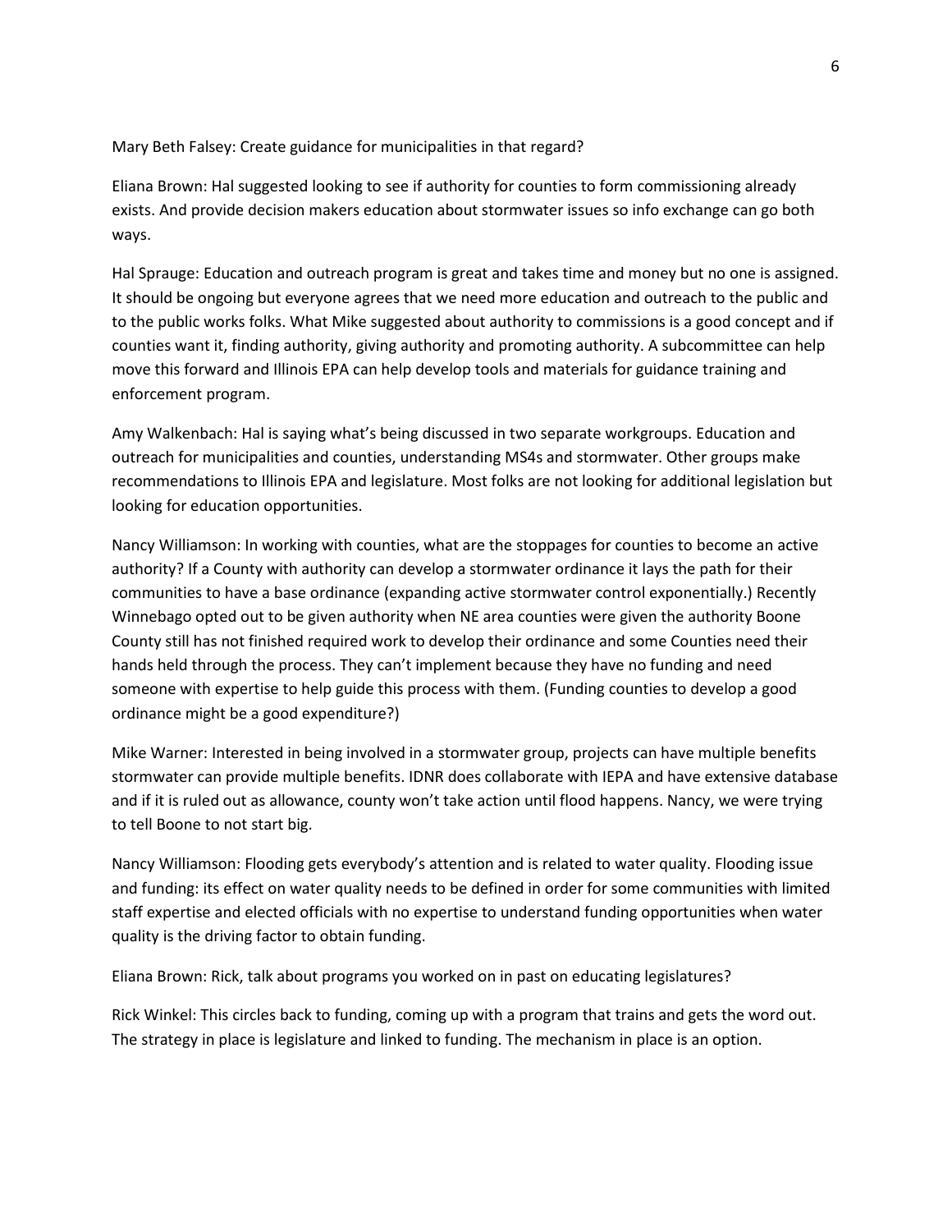Mary Beth Falsey: Create guidance for municipalities in that regard?

Eliana Brown: Hal suggested looking to see if authority for counties to form commissioning already exists. And provide decision makers education about stormwater issues so info exchange can go both ways.

Hal Sprauge: Education and outreach program is great and takes time and money but no one is assigned. It should be ongoing but everyone agrees that we need more education and outreach to the public and to the public works folks. What Mike suggested about authority to commissions is a good concept and if counties want it, finding authority, giving authority and promoting authority. A subcommittee can help move this forward and Illinois EPA can help develop tools and materials for guidance training and enforcement program.

Amy Walkenbach: Hal is saying what's being discussed in two separate workgroups. Education and outreach for municipalities and counties, understanding MS4s and stormwater. Other groups make recommendations to Illinois EPA and legislature. Most folks are not looking for additional legislation but looking for education opportunities.

Nancy Williamson: In working with counties, what are the stoppages for counties to become an active authority? If a County with authority can develop a stormwater ordinance it lays the path for their communities to have a base ordinance (expanding active stormwater control exponentially.) Recently Winnebago opted out to be given authority when NE area counties were given the authority Boone County still has not finished required work to develop their ordinance and some Counties need their hands held through the process. They can't implement because they have no funding and need someone with expertise to help guide this process with them. (Funding counties to develop a good ordinance might be a good expenditure?)

Mike Warner: Interested in being involved in a stormwater group, projects can have multiple benefits stormwater can provide multiple benefits. IDNR does collaborate with IEPA and have extensive database and if it is ruled out as allowance, county won't take action until flood happens. Nancy, we were trying to tell Boone to not start big.

Nancy Williamson: Flooding gets everybody's attention and is related to water quality. Flooding issue and funding: its effect on water quality needs to be defined in order for some communities with limited staff expertise and elected officials with no expertise to understand funding opportunities when water quality is the driving factor to obtain funding.

Eliana Brown: Rick, talk about programs you worked on in past on educating legislatures?

Rick Winkel: This circles back to funding, coming up with a program that trains and gets the word out. The strategy in place is legislature and linked to funding. The mechanism in place is an option.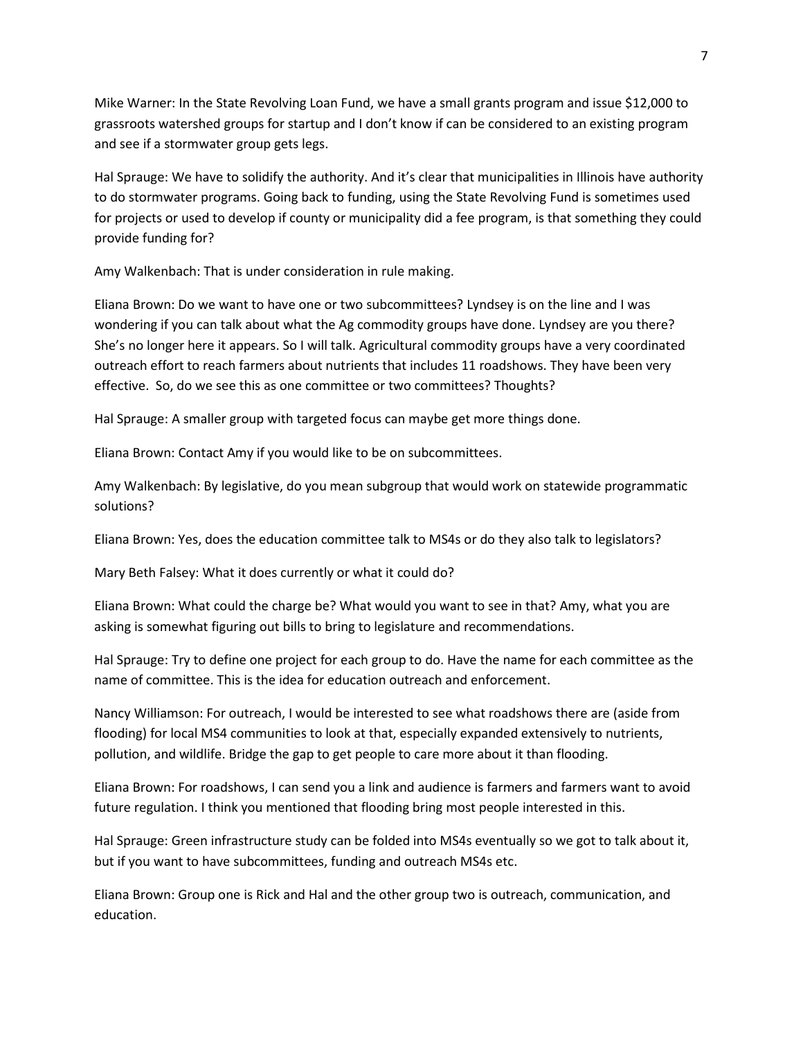Mike Warner: In the State Revolving Loan Fund, we have a small grants program and issue $12,000 to grassroots watershed groups for startup and I don't know if can be considered to an existing program and see if a stormwater group gets legs.

Hal Sprauge: We have to solidify the authority. And it's clear that municipalities in Illinois have authority to do stormwater programs. Going back to funding, using the State Revolving Fund is sometimes used for projects or used to develop if county or municipality did a fee program, is that something they could provide funding for?

Amy Walkenbach: That is under consideration in rule making.

Eliana Brown: Do we want to have one or two subcommittees? Lyndsey is on the line and I was wondering if you can talk about what the Ag commodity groups have done. Lyndsey are you there? She's no longer here it appears. So I will talk. Agricultural commodity groups have a very coordinated outreach effort to reach farmers about nutrients that includes 11 roadshows. They have been very effective. So, do we see this as one committee or two committees? Thoughts?

Hal Sprauge: A smaller group with targeted focus can maybe get more things done.

Eliana Brown: Contact Amy if you would like to be on subcommittees.

Amy Walkenbach: By legislative, do you mean subgroup that would work on statewide programmatic solutions?

Eliana Brown: Yes, does the education committee talk to MS4s or do they also talk to legislators?

Mary Beth Falsey: What it does currently or what it could do?

Eliana Brown: What could the charge be? What would you want to see in that? Amy, what you are asking is somewhat figuring out bills to bring to legislature and recommendations.

Hal Sprauge: Try to define one project for each group to do. Have the name for each committee as the name of committee. This is the idea for education outreach and enforcement.

Nancy Williamson: For outreach, I would be interested to see what roadshows there are (aside from flooding) for local MS4 communities to look at that, especially expanded extensively to nutrients, pollution, and wildlife. Bridge the gap to get people to care more about it than flooding.

Eliana Brown: For roadshows, I can send you a link and audience is farmers and farmers want to avoid future regulation. I think you mentioned that flooding bring most people interested in this.

Hal Sprauge: Green infrastructure study can be folded into MS4s eventually so we got to talk about it, but if you want to have subcommittees, funding and outreach MS4s etc.

Eliana Brown: Group one is Rick and Hal and the other group two is outreach, communication, and education.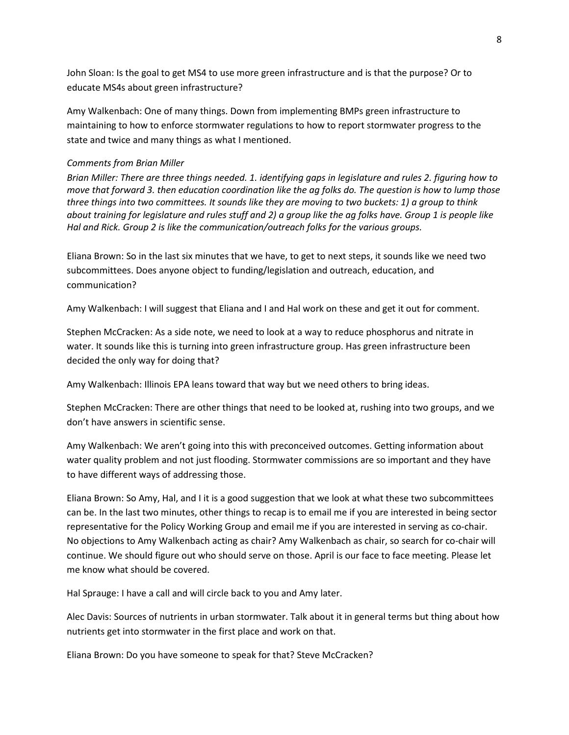John Sloan: Is the goal to get MS4 to use more green infrastructure and is that the purpose? Or to educate MS4s about green infrastructure?

Amy Walkenbach: One of many things. Down from implementing BMPs green infrastructure to maintaining to how to enforce stormwater regulations to how to report stormwater progress to the state and twice and many things as what I mentioned.

*Comments from Brian Miller*

*Brian Miller: There are three things needed. 1. identifying gaps in legislature and rules 2. figuring how to move that forward 3. then education coordination like the ag folks do. The question is how to lump those three things into two committees. It sounds like they are moving to two buckets: 1) a group to think about training for legislature and rules stuff and 2) a group like the ag folks have. Group 1 is people like Hal and Rick. Group 2 is like the communication/outreach folks for the various groups.*

Eliana Brown: So in the last six minutes that we have, to get to next steps, it sounds like we need two subcommittees. Does anyone object to funding/legislation and outreach, education, and communication?

Amy Walkenbach: I will suggest that Eliana and I and Hal work on these and get it out for comment.

Stephen McCracken: As a side note, we need to look at a way to reduce phosphorus and nitrate in water. It sounds like this is turning into green infrastructure group. Has green infrastructure been decided the only way for doing that?

Amy Walkenbach: Illinois EPA leans toward that way but we need others to bring ideas.

Stephen McCracken: There are other things that need to be looked at, rushing into two groups, and we don't have answers in scientific sense.

Amy Walkenbach: We aren't going into this with preconceived outcomes. Getting information about water quality problem and not just flooding. Stormwater commissions are so important and they have to have different ways of addressing those.

Eliana Brown: So Amy, Hal, and I it is a good suggestion that we look at what these two subcommittees can be. In the last two minutes, other things to recap is to email me if you are interested in being sector representative for the Policy Working Group and email me if you are interested in serving as co-chair. No objections to Amy Walkenbach acting as chair? Amy Walkenbach as chair, so search for co-chair will continue. We should figure out who should serve on those. April is our face to face meeting. Please let me know what should be covered.

Hal Sprauge: I have a call and will circle back to you and Amy later.

Alec Davis: Sources of nutrients in urban stormwater. Talk about it in general terms but thing about how nutrients get into stormwater in the first place and work on that.

Eliana Brown: Do you have someone to speak for that? Steve McCracken?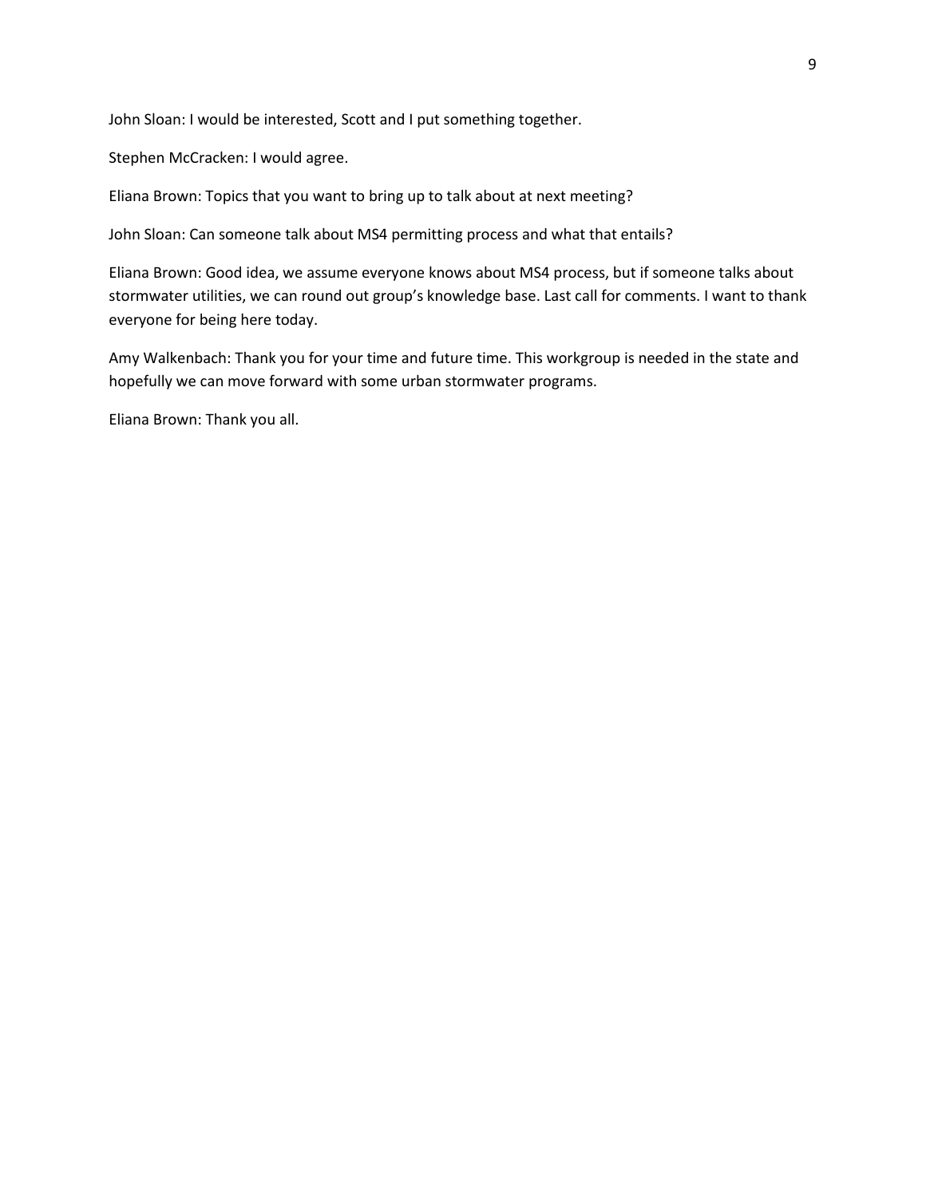John Sloan: I would be interested, Scott and I put something together.

Stephen McCracken: I would agree.

Eliana Brown: Topics that you want to bring up to talk about at next meeting?

John Sloan: Can someone talk about MS4 permitting process and what that entails?

Eliana Brown: Good idea, we assume everyone knows about MS4 process, but if someone talks about stormwater utilities, we can round out group's knowledge base. Last call for comments. I want to thank everyone for being here today.

Amy Walkenbach: Thank you for your time and future time. This workgroup is needed in the state and hopefully we can move forward with some urban stormwater programs.

Eliana Brown: Thank you all.